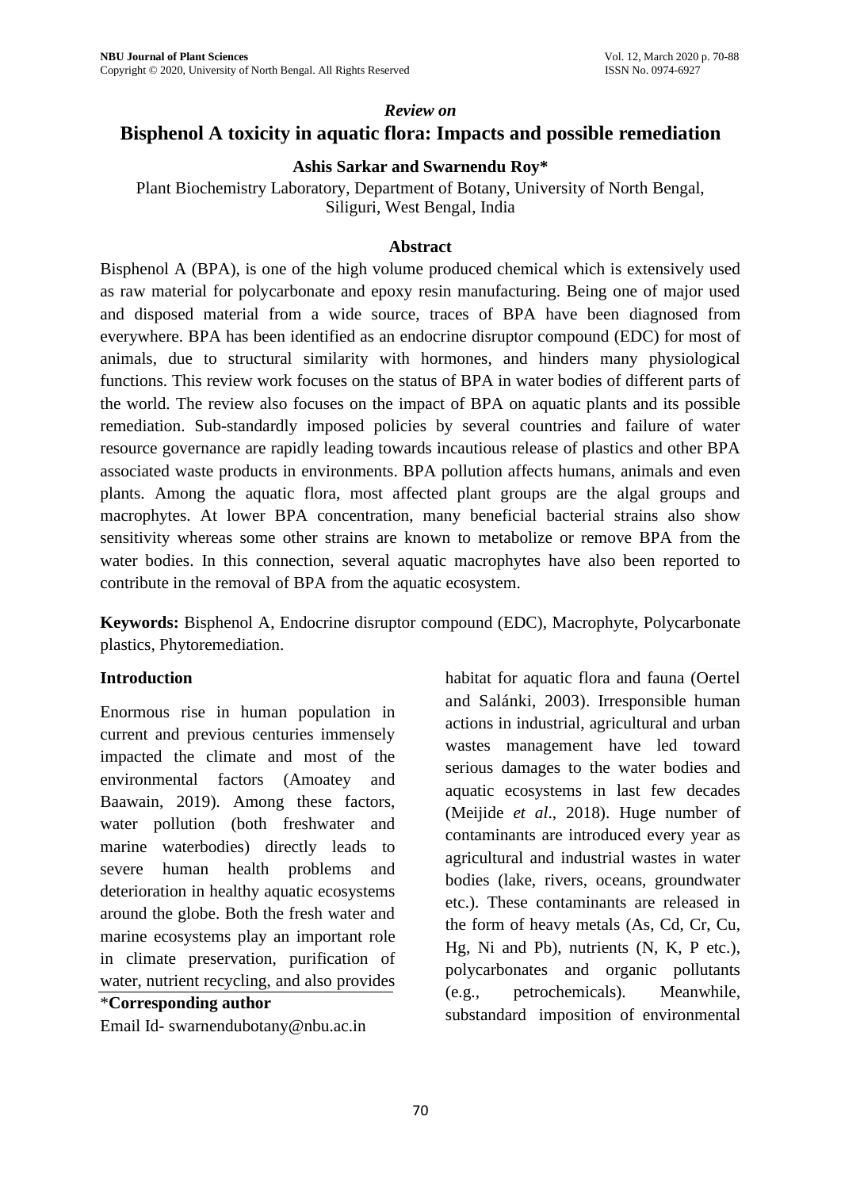*Review on*

# Bisphenol A toxicity in aquatic flora: Impacts and possible remediation

**Ashis Sarkar and Swarnendu Roy***

Plant Biochemistry Laboratory, Department of Botany, University of North Bengal, Siliguri, West Bengal, India

## Abstract

Bisphenol A (BPA), is one of the high volume produced chemical which is extensively used as raw material for polycarbonate and epoxy resin manufacturing. Being one of major used and disposed material from a wide source, traces of BPA have been diagnosed from everywhere. BPA has been identified as an endocrine disruptor compound (EDC) for most of animals, due to structural similarity with hormones, and hinders many physiological functions. This review work focuses on the status of BPA in water bodies of different parts of the world. The review also focuses on the impact of BPA on aquatic plants and its possible remediation. Sub-standardly imposed policies by several countries and failure of water resource governance are rapidly leading towards incautious release of plastics and other BPA associated waste products in environments. BPA pollution affects humans, animals and even plants. Among the aquatic flora, most affected plant groups are the algal groups and macrophytes. At lower BPA concentration, many beneficial bacterial strains also show sensitivity whereas some other strains are known to metabolize or remove BPA from the water bodies. In this connection, several aquatic macrophytes have also been reported to contribute in the removal of BPA from the aquatic ecosystem.

**Keywords:** Bisphenol A, Endocrine disruptor compound (EDC), Macrophyte, Polycarbonate plastics, Phytoremediation.

## Introduction

Enormous rise in human population in current and previous centuries immensely impacted the climate and most of the environmental factors (Amoatey and Baawain, 2019). Among these factors, water pollution (both freshwater and marine waterbodies) directly leads to severe human health problems and deterioration in healthy aquatic ecosystems around the globe. Both the fresh water and marine ecosystems play an important role in climate preservation, purification of water, nutrient recycling, and also provides habitat for aquatic flora and fauna (Oertel and Salánki, 2003). Irresponsible human actions in industrial, agricultural and urban wastes management have led toward serious damages to the water bodies and aquatic ecosystems in last few decades (Meijide *et al*., 2018). Huge number of contaminants are introduced every year as agricultural and industrial wastes in water bodies (lake, rivers, oceans, groundwater etc.). These contaminants are released in the form of heavy metals (As, Cd, Cr, Cu, Hg, Ni and Pb), nutrients (N, K, P etc.), polycarbonates and organic pollutants (e.g., petrochemicals). Meanwhile, substandard imposition of environmental

*Corresponding author

Email Id- swarnendubotany@nbu.ac.in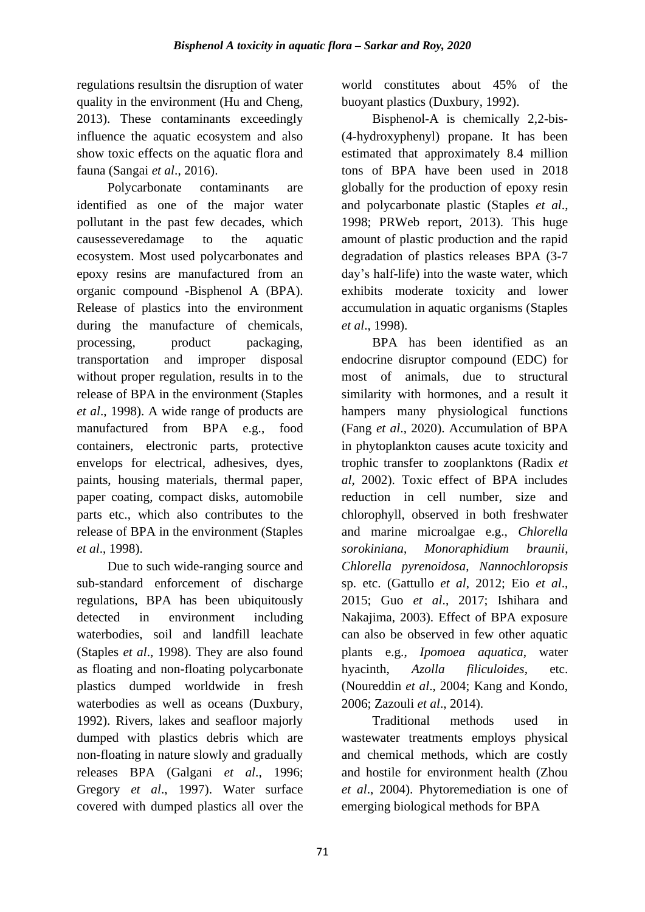regulations resultsin the disruption of water quality in the environment (Hu and Cheng, 2013). These contaminants exceedingly influence the aquatic ecosystem and also show toxic effects on the aquatic flora and fauna (Sangai *et al*., 2016).

Polycarbonate contaminants are identified as one of the major water pollutant in the past few decades, which causesseveredamage to the aquatic ecosystem. Most used polycarbonates and epoxy resins are manufactured from an organic compound -Bisphenol A (BPA). Release of plastics into the environment during the manufacture of chemicals, processing, product packaging, transportation and improper disposal without proper regulation, results in to the release of BPA in the environment (Staples *et al*., 1998). A wide range of products are manufactured from BPA e.g., food containers, electronic parts, protective envelops for electrical, adhesives, dyes, paints, housing materials, thermal paper, paper coating, compact disks, automobile parts etc., which also contributes to the release of BPA in the environment (Staples *et al*., 1998).

Due to such wide-ranging source and sub-standard enforcement of discharge regulations, BPA has been ubiquitously detected in environment including waterbodies, soil and landfill leachate (Staples *et al*., 1998). They are also found as floating and non-floating polycarbonate plastics dumped worldwide in fresh waterbodies as well as oceans (Duxbury, 1992). Rivers, lakes and seafloor majorly dumped with plastics debris which are non-floating in nature slowly and gradually releases BPA (Galgani *et al*., 1996; Gregory *et al*., 1997). Water surface covered with dumped plastics all over the world constitutes about 45% of the buoyant plastics (Duxbury, 1992).

Bisphenol-A is chemically 2,2-bis-(4-hydroxyphenyl) propane. It has been estimated that approximately 8.4 million tons of BPA have been used in 2018 globally for the production of epoxy resin and polycarbonate plastic (Staples *et al*., 1998; PRWeb report, 2013). This huge amount of plastic production and the rapid degradation of plastics releases BPA (3-7 day's half-life) into the waste water, which exhibits moderate toxicity and lower accumulation in aquatic organisms (Staples *et al*., 1998).

BPA has been identified as an endocrine disruptor compound (EDC) for most of animals, due to structural similarity with hormones, and a result it hampers many physiological functions (Fang *et al*., 2020). Accumulation of BPA in phytoplankton causes acute toxicity and trophic transfer to zooplanktons (Radix *et al*, 2002). Toxic effect of BPA includes reduction in cell number, size and chlorophyll, observed in both freshwater and marine microalgae e.g., *Chlorella sorokiniana*, *Monoraphidium braunii*, *Chlorella pyrenoidosa*, *Nannochloropsis* sp. etc. (Gattullo *et al*, 2012; Eio *et al*., 2015; Guo *et al*., 2017; Ishihara and Nakajima, 2003). Effect of BPA exposure can also be observed in few other aquatic plants e.g., *Ipomoea aquatica*, water hyacinth, *Azolla filiculoides*, etc. (Noureddin *et al*., 2004; Kang and Kondo, 2006; Zazouli *et al*., 2014).

Traditional methods used in wastewater treatments employs physical and chemical methods, which are costly and hostile for environment health (Zhou *et al*., 2004). Phytoremediation is one of emerging biological methods for BPA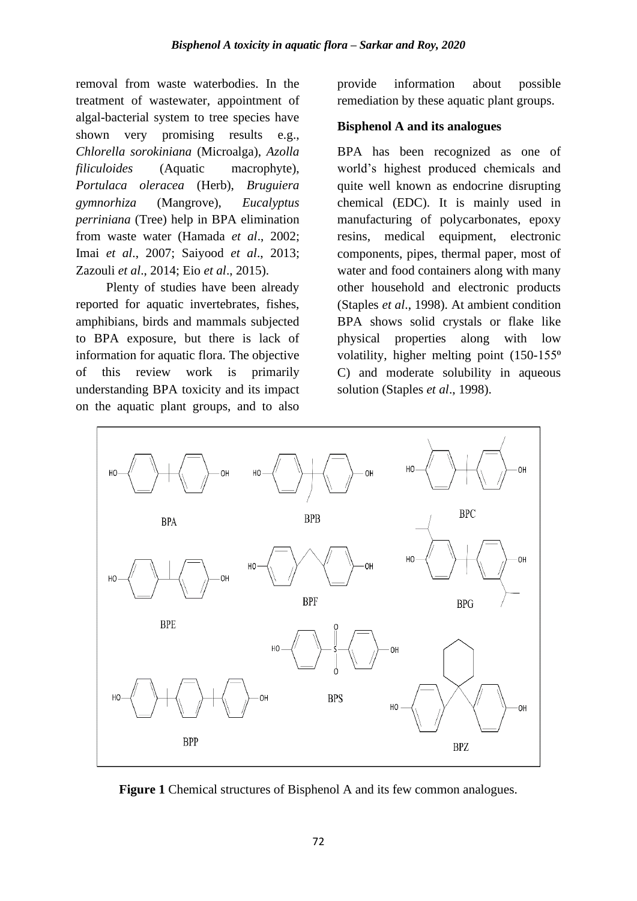removal from waste waterbodies. In the treatment of wastewater, appointment of algal-bacterial system to tree species have shown very promising results e.g., *Chlorella sorokiniana* (Microalga), *Azolla filiculoides* (Aquatic macrophyte), *Portulaca oleracea* (Herb), *Bruguiera gymnorhiza* (Mangrove), *Eucalyptus perriniana* (Tree) help in BPA elimination from waste water (Hamada *et al*., 2002; Imai *et al*., 2007; Saiyood *et al*., 2013; Zazouli *et al*., 2014; Eio *et al*., 2015).

Plenty of studies have been already reported for aquatic invertebrates, fishes, amphibians, birds and mammals subjected to BPA exposure, but there is lack of information for aquatic flora. The objective of this review work is primarily understanding BPA toxicity and its impact on the aquatic plant groups, and to also provide information about possible remediation by these aquatic plant groups.

### Bisphenol A and its analogues

BPA has been recognized as one of world's highest produced chemicals and quite well known as endocrine disrupting chemical (EDC). It is mainly used in manufacturing of polycarbonates, epoxy resins, medical equipment, electronic components, pipes, thermal paper, most of water and food containers along with many other household and electronic products (Staples *et al*., 1998). At ambient condition BPA shows solid crystals or flake like physical properties along with low volatility, higher melting point (150-155º C) and moderate solubility in aqueous solution (Staples *et al*., 1998).

**Figure 1** Chemical structures of Bisphenol A and its few common analogues.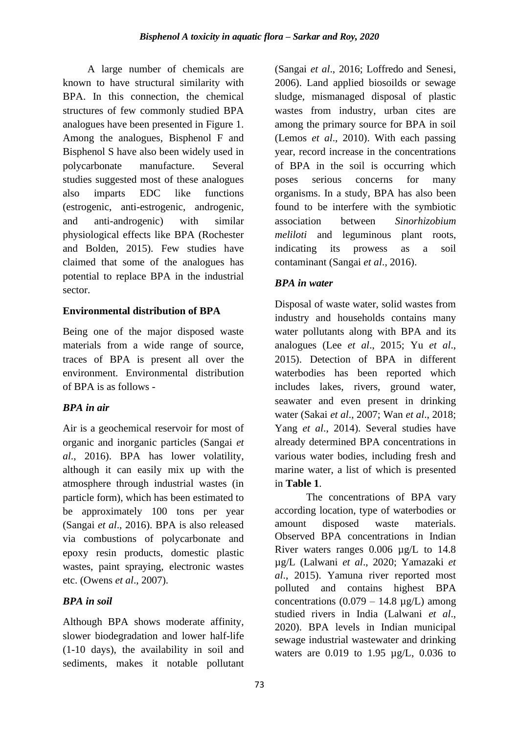A large number of chemicals are known to have structural similarity with BPA. In this connection, the chemical structures of few commonly studied BPA analogues have been presented in Figure 1. Among the analogues, Bisphenol F and Bisphenol S have also been widely used in polycarbonate manufacture. Several studies suggested most of these analogues also imparts EDC like functions (estrogenic, anti-estrogenic, androgenic, and anti-androgenic) with similar physiological effects like BPA (Rochester and Bolden, 2015). Few studies have claimed that some of the analogues has potential to replace BPA in the industrial sector.

## Environmental distribution of BPA

Being one of the major disposed waste materials from a wide range of source, traces of BPA is present all over the environment. Environmental distribution of BPA is as follows -

### *BPA in air*

Air is a geochemical reservoir for most of organic and inorganic particles (Sangai *et al*., 2016). BPA has lower volatility, although it can easily mix up with the atmosphere through industrial wastes (in particle form), which has been estimated to be approximately 100 tons per year (Sangai *et al*., 2016). BPA is also released via combustions of polycarbonate and epoxy resin products, domestic plastic wastes, paint spraying, electronic wastes etc. (Owens *et al*., 2007).

### *BPA in soil*

Although BPA shows moderate affinity, slower biodegradation and lower half-life (1-10 days), the availability in soil and sediments, makes it notable pollutant (Sangai *et al*., 2016; Loffredo and Senesi, 2006). Land applied biosoilds or sewage sludge, mismanaged disposal of plastic wastes from industry, urban cites are among the primary source for BPA in soil (Lemos *et al*., 2010). With each passing year, record increase in the concentrations of BPA in the soil is occurring which poses serious concerns for many organisms. In a study, BPA has also been found to be interfere with the symbiotic association between *Sinorhizobium meliloti* and leguminous plant roots, indicating its prowess as a soil contaminant (Sangai *et al*., 2016).

### *BPA in water*

Disposal of waste water, solid wastes from industry and households contains many water pollutants along with BPA and its analogues (Lee *et al*., 2015; Yu *et al*., 2015). Detection of BPA in different waterbodies has been reported which includes lakes, rivers, ground water, seawater and even present in drinking water (Sakai *et al*., 2007; Wan *et al*., 2018; Yang *et al*., 2014). Several studies have already determined BPA concentrations in various water bodies, including fresh and marine water, a list of which is presented in **Table 1**.

The concentrations of BPA vary according location, type of waterbodies or amount disposed waste materials. Observed BPA concentrations in Indian River waters ranges 0.006 µg/L to 14.8 µg/L (Lalwani *et al*., 2020; Yamazaki *et al*., 2015). Yamuna river reported most polluted and contains highest BPA concentrations (0.079 – 14.8 µg/L) among studied rivers in India (Lalwani *et al*., 2020). BPA levels in Indian municipal sewage industrial wastewater and drinking waters are 0.019 to 1.95 µg/L, 0.036 to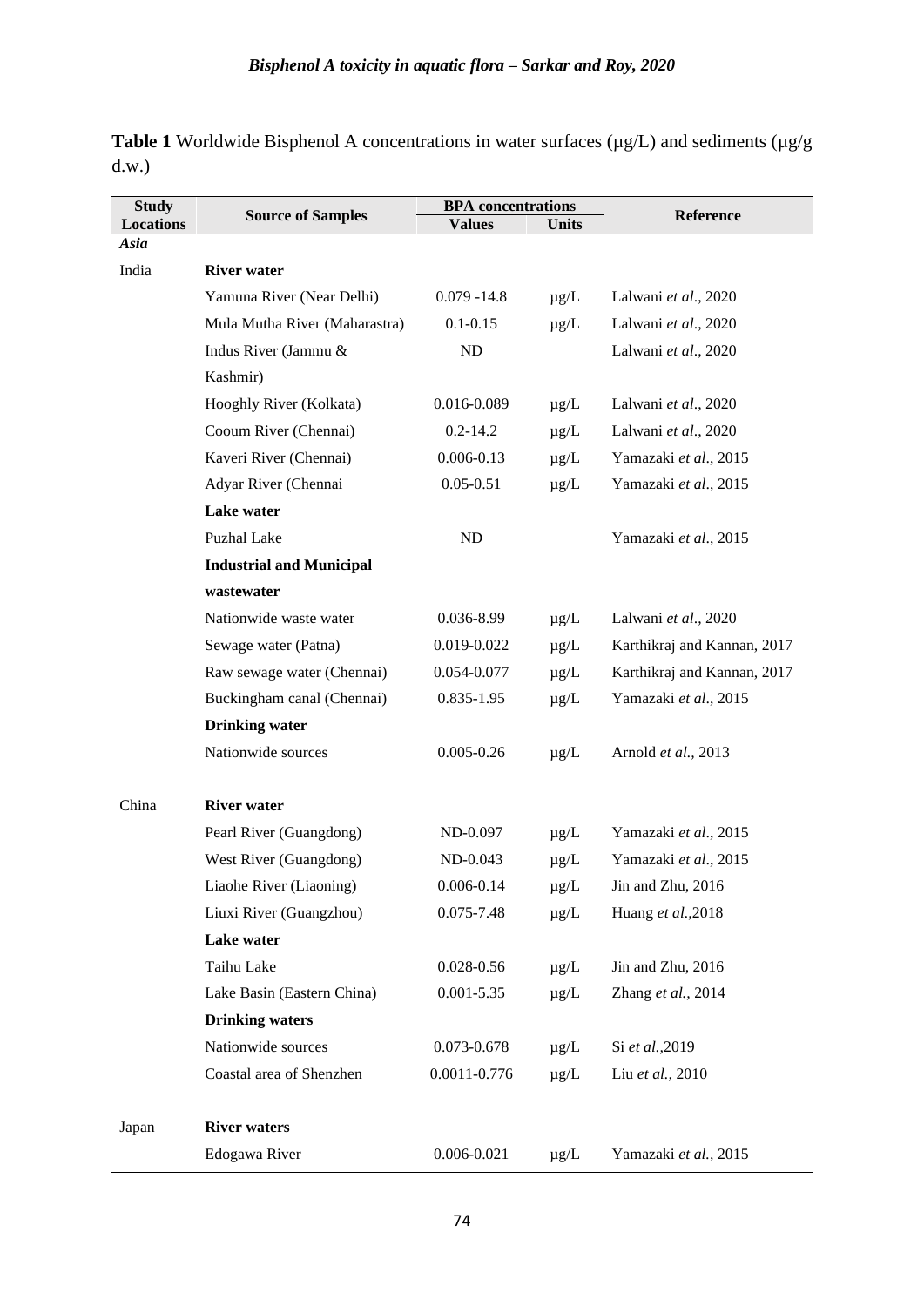**Table 1** Worldwide Bisphenol A concentrations in water surfaces (µg/L) and sediments (µg/g d.w.)

| Study Locations | Source of Samples | BPA concentrations | | Reference |
|---|---|---|---|---|
| | | Values | Units | |
| *Asia* | | | | |
| India | **River water** | | | |
| | Yamuna River (Near Delhi) | 0.079 -14.8 | µg/L | Lalwani *et al*., 2020 |
| | Mula Mutha River (Maharastra) | 0.1-0.15 | µg/L | Lalwani *et al*., 2020 |
| | Indus River (Jammu & Kashmir) | ND | | Lalwani *et al*., 2020 |
| | Hooghly River (Kolkata) | 0.016-0.089 | µg/L | Lalwani *et al*., 2020 |
| | Cooum River (Chennai) | 0.2-14.2 | µg/L | Lalwani *et al*., 2020 |
| | Kaveri River (Chennai) | 0.006-0.13 | µg/L | Yamazaki *et al*., 2015 |
| | Adyar River (Chennai | 0.05-0.51 | µg/L | Yamazaki *et al*., 2015 |
| | **Lake water** | | | |
| | Puzhal Lake | ND | | Yamazaki *et al*., 2015 |
| | **Industrial and Municipal wastewater** | | | |
| | Nationwide waste water | 0.036-8.99 | µg/L | Lalwani *et al*., 2020 |
| | Sewage water (Patna) | 0.019-0.022 | µg/L | Karthikraj and Kannan, 2017 |
| | Raw sewage water (Chennai) | 0.054-0.077 | µg/L | Karthikraj and Kannan, 2017 |
| | Buckingham canal (Chennai) | 0.835-1.95 | µg/L | Yamazaki *et al*., 2015 |
| | **Drinking water** | | | |
| | Nationwide sources | 0.005-0.26 | µg/L | Arnold *et al.*, 2013 |
| China | **River water** | | | |
| | Pearl River (Guangdong) | ND-0.097 | µg/L | Yamazaki *et al*., 2015 |
| | West River (Guangdong) | ND-0.043 | µg/L | Yamazaki *et al*., 2015 |
| | Liaohe River (Liaoning) | 0.006-0.14 | µg/L | Jin and Zhu, 2016 |
| | Liuxi River (Guangzhou) | 0.075-7.48 | µg/L | Huang *et al.*,2018 |
| | **Lake water** | | | |
| | Taihu Lake | 0.028-0.56 | µg/L | Jin and Zhu, 2016 |
| | Lake Basin (Eastern China) | 0.001-5.35 | µg/L | Zhang *et al.*, 2014 |
| | **Drinking waters** | | | |
| | Nationwide sources | 0.073-0.678 | µg/L | Si *et al.*,2019 |
| | Coastal area of Shenzhen | 0.0011-0.776 | µg/L | Liu *et al.*, 2010 |
| Japan | **River waters** | | | |
| | Edogawa River | 0.006-0.021 | µg/L | Yamazaki *et al*., 2015 |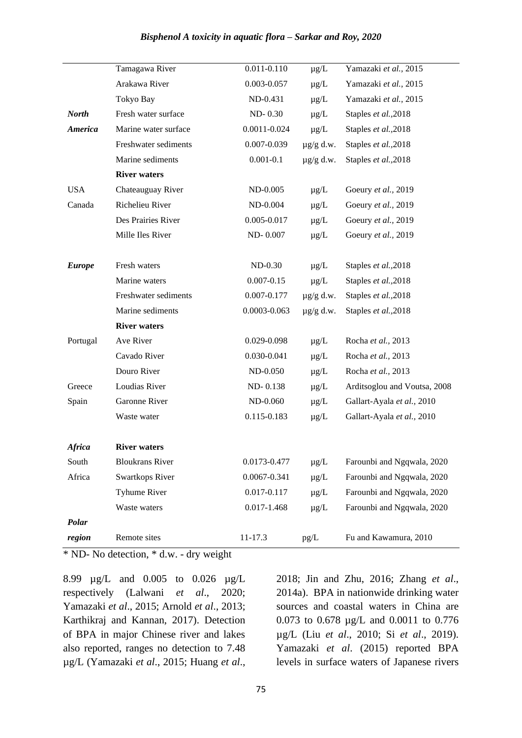|  | Tamagawa River | 0.011-0.110 | µg/L | Yamazaki *et al.,* 2015 |
|---|---|---|---|---|
|  | Arakawa River | 0.003-0.057 | µg/L | Yamazaki *et al.,* 2015 |
|  | Tokyo Bay | ND-0.431 | µg/L | Yamazaki *et al.,* 2015 |
| ***North*** | Fresh water surface | ND- 0.30 | µg/L | Staples *et al.*,2018 |
| ***America*** | Marine water surface | 0.0011-0.024 | µg/L | Staples *et al.*,2018 |
|  | Freshwater sediments | 0.007-0.039 | µg/g d.w. | Staples *et al.*,2018 |
|  | Marine sediments | 0.001-0.1 | µg/g d.w. | Staples *et al.*,2018 |
|  | **River waters** |  |  |  |
| USA | Chateauguay River | ND-0.005 | µg/L | Goeury *et al.,* 2019 |
| Canada | Richelieu River | ND-0.004 | µg/L | Goeury *et al.,* 2019 |
|  | Des Prairies River | 0.005-0.017 | µg/L | Goeury *et al.,* 2019 |
|  | Mille Iles River | ND- 0.007 | µg/L | Goeury *et al.,* 2019 |
| ***Europe*** | Fresh waters | ND-0.30 | µg/L | Staples *et al.*,2018 |
|  | Marine waters | 0.007-0.15 | µg/L | Staples *et al.*,2018 |
|  | Freshwater sediments | 0.007-0.177 | µg/g d.w. | Staples *et al.*,2018 |
|  | Marine sediments | 0.0003-0.063 | µg/g d.w. | Staples *et al.*,2018 |
|  | **River waters** |  |  |  |
| Portugal | Ave River | 0.029-0.098 | µg/L | Rocha *et al.,* 2013 |
|  | Cavado River | 0.030-0.041 | µg/L | Rocha *et al.,* 2013 |
|  | Douro River | ND-0.050 | µg/L | Rocha *et al.,* 2013 |
| Greece | Loudias River | ND- 0.138 | µg/L | Arditsoglou and Voutsa, 2008 |
| Spain | Garonne River | ND-0.060 | µg/L | Gallart-Ayala *et al.,* 2010 |
|  | Waste water | 0.115-0.183 | µg/L | Gallart-Ayala *et al.,* 2010 |
| ***Africa*** | **River waters** |  |  |  |
| South | Bloukrans River | 0.0173-0.477 | µg/L | Farounbi and Ngqwala, 2020 |
| Africa | Swartkops River | 0.0067-0.341 | µg/L | Farounbi and Ngqwala, 2020 |
|  | Tyhume River | 0.017-0.117 | µg/L | Farounbi and Ngqwala, 2020 |
|  | Waste waters | 0.017-1.468 | µg/L | Farounbi and Ngqwala, 2020 |
| ***Polar region*** | Remote sites | 11-17.3 | pg/L | Fu and Kawamura, 2010 |

* ND- No detection, * d.w. - dry weight

8.99 µg/L and 0.005 to 0.026 µg/L respectively (Lalwani *et al*., 2020; Yamazaki *et al*., 2015; Arnold *et al*., 2013; Karthikraj and Kannan, 2017). Detection of BPA in major Chinese river and lakes also reported, ranges no detection to 7.48 µg/L (Yamazaki *et al*., 2015; Huang *et al*., 2018; Jin and Zhu, 2016; Zhang *et al*., 2014a). BPA in nationwide drinking water sources and coastal waters in China are 0.073 to 0.678 µg/L and 0.0011 to 0.776 µg/L (Liu *et al*., 2010; Si *et al*., 2019). Yamazaki *et al*. (2015) reported BPA levels in surface waters of Japanese rivers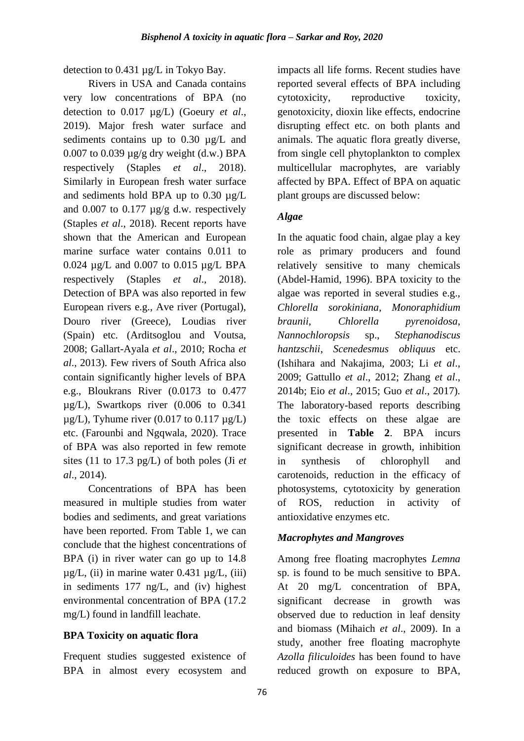detection to 0.431 µg/L in Tokyo Bay.

Rivers in USA and Canada contains very low concentrations of BPA (no detection to 0.017 µg/L) (Goeury *et al*., 2019). Major fresh water surface and sediments contains up to 0.30 µg/L and 0.007 to 0.039 µg/g dry weight (d.w.) BPA respectively (Staples *et al*., 2018). Similarly in European fresh water surface and sediments hold BPA up to 0.30 µg/L and 0.007 to 0.177 µg/g d.w. respectively (Staples *et al*., 2018). Recent reports have shown that the American and European marine surface water contains 0.011 to 0.024 µg/L and 0.007 to 0.015 µg/L BPA respectively (Staples *et al*., 2018). Detection of BPA was also reported in few European rivers e.g., Ave river (Portugal), Douro river (Greece), Loudias river (Spain) etc. (Arditsoglou and Voutsa, 2008; Gallart-Ayala *et al*., 2010; Rocha *et al*., 2013). Few rivers of South Africa also contain significantly higher levels of BPA e.g., Bloukrans River (0.0173 to 0.477 µg/L), Swartkops river (0.006 to 0.341 µg/L), Tyhume river (0.017 to 0.117 µg/L) etc. (Farounbi and Ngqwala, 2020). Trace of BPA was also reported in few remote sites (11 to 17.3 pg/L) of both poles (Ji *et al*., 2014).

Concentrations of BPA has been measured in multiple studies from water bodies and sediments, and great variations have been reported. From Table 1, we can conclude that the highest concentrations of BPA (i) in river water can go up to 14.8 µg/L, (ii) in marine water 0.431 µg/L, (iii) in sediments 177 ng/L, and (iv) highest environmental concentration of BPA (17.2 mg/L) found in landfill leachate.

## BPA Toxicity on aquatic flora

Frequent studies suggested existence of BPA in almost every ecosystem and impacts all life forms. Recent studies have reported several effects of BPA including cytotoxicity, reproductive toxicity, genotoxicity, dioxin like effects, endocrine disrupting effect etc. on both plants and animals. The aquatic flora greatly diverse, from single cell phytoplankton to complex multicellular macrophytes, are variably affected by BPA. Effect of BPA on aquatic plant groups are discussed below:

### *Algae*

In the aquatic food chain, algae play a key role as primary producers and found relatively sensitive to many chemicals (Abdel-Hamid, 1996). BPA toxicity to the algae was reported in several studies e.g., *Chlorella sorokiniana*, *Monoraphidium braunii*, *Chlorella pyrenoidosa*, *Nannochloropsis* sp., *Stephanodiscus hantzschii*, *Scenedesmus obliquus* etc. (Ishihara and Nakajima, 2003; Li *et al*., 2009; Gattullo *et al*., 2012; Zhang *et al*., 2014b; Eio *et al*., 2015; Guo *et al*., 2017). The laboratory-based reports describing the toxic effects on these algae are presented in **Table 2**. BPA incurs significant decrease in growth, inhibition in synthesis of chlorophyll and carotenoids, reduction in the efficacy of photosystems, cytotoxicity by generation of ROS, reduction in activity of antioxidative enzymes etc.

### *Macrophytes and Mangroves*

Among free floating macrophytes *Lemna* sp. is found to be much sensitive to BPA. At 20 mg/L concentration of BPA, significant decrease in growth was observed due to reduction in leaf density and biomass (Mihaich *et al*., 2009). In a study, another free floating macrophyte *Azolla filiculoides* has been found to have reduced growth on exposure to BPA,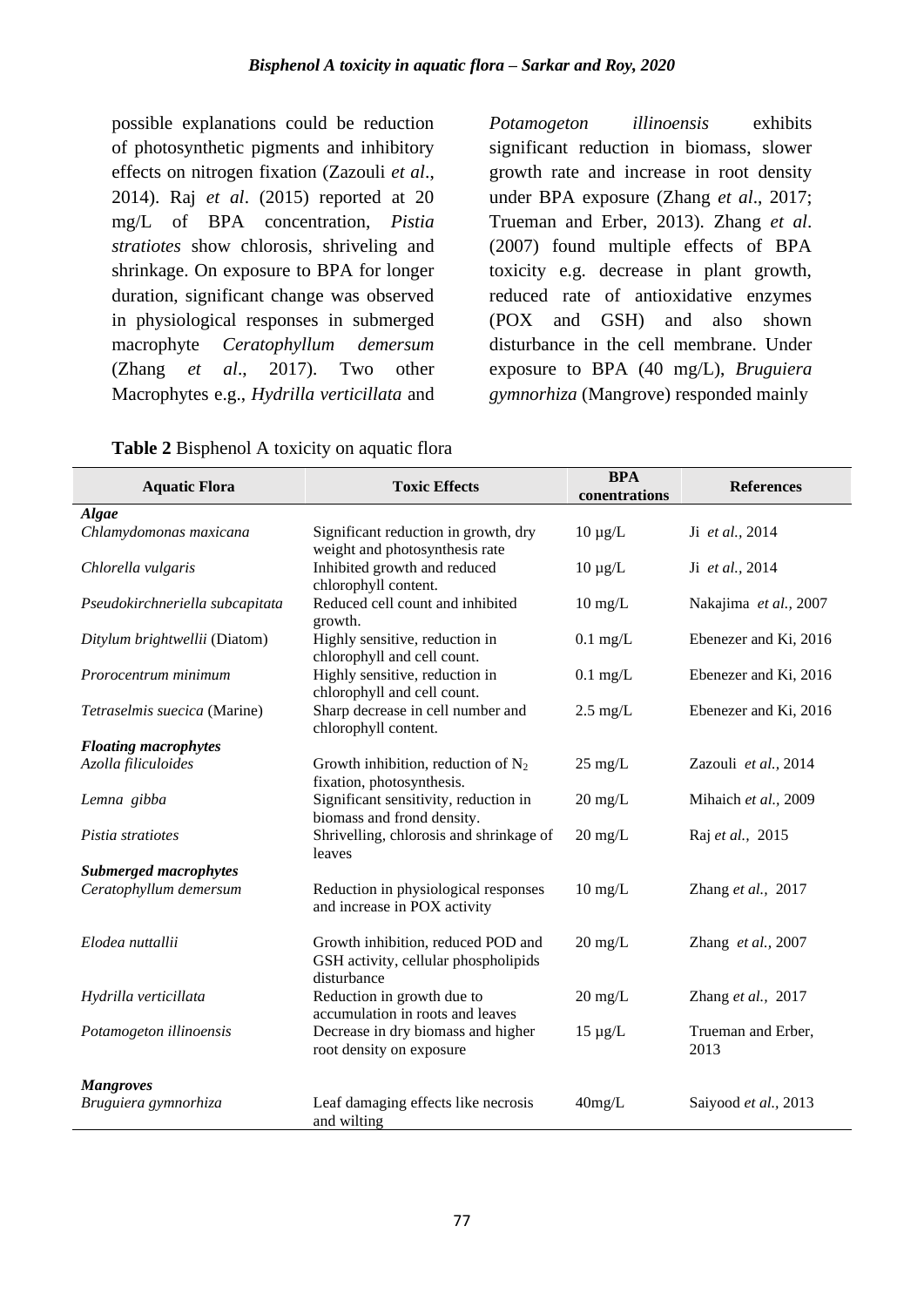possible explanations could be reduction of photosynthetic pigments and inhibitory effects on nitrogen fixation (Zazouli *et al*., 2014). Raj *et al*. (2015) reported at 20 mg/L of BPA concentration, *Pistia stratiotes* show chlorosis, shriveling and shrinkage. On exposure to BPA for longer duration, significant change was observed in physiological responses in submerged macrophyte *Ceratophyllum demersum* (Zhang *et al*., 2017). Two other Macrophytes e.g., *Hydrilla verticillata* and *Potamogeton illinoensis* exhibits significant reduction in biomass, slower growth rate and increase in root density under BPA exposure (Zhang *et al*., 2017; Trueman and Erber, 2013). Zhang *et al*. (2007) found multiple effects of BPA toxicity e.g. decrease in plant growth, reduced rate of antioxidative enzymes (POX and GSH) and also shown disturbance in the cell membrane. Under exposure to BPA (40 mg/L), *Bruguiera gymnorhiza* (Mangrove) responded mainly

**Table 2** Bisphenol A toxicity on aquatic flora

| Aquatic Flora | Toxic Effects | BPA conentrations | References |
|---|---|---|---|
| ***Algae*** | | | |
| *Chlamydomonas maxicana* | Significant reduction in growth, dry weight and photosynthesis rate | 10 µg/L | Ji *et al.,* 2014 |
| *Chlorella vulgaris* | Inhibited growth and reduced chlorophyll content. | 10 µg/L | Ji *et al.,* 2014 |
| *Pseudokirchneriella subcapitata* | Reduced cell count and inhibited growth. | 10 mg/L | Nakajima *et al.,* 2007 |
| *Ditylum brightwellii* (Diatom) | Highly sensitive, reduction in chlorophyll and cell count. | 0.1 mg/L | Ebenezer and Ki, 2016 |
| *Prorocentrum minimum* | Highly sensitive, reduction in chlorophyll and cell count. | 0.1 mg/L | Ebenezer and Ki, 2016 |
| *Tetraselmis suecica* (Marine) | Sharp decrease in cell number and chlorophyll content. | 2.5 mg/L | Ebenezer and Ki, 2016 |
| ***Floating macrophytes*** | | | |
| *Azolla filiculoides* | Growth inhibition, reduction of $N_2$ fixation, photosynthesis. | 25 mg/L | Zazouli *et al.,* 2014 |
| *Lemna gibba* | Significant sensitivity, reduction in biomass and frond density. | 20 mg/L | Mihaich *et al.,* 2009 |
| *Pistia stratiotes* | Shrivelling, chlorosis and shrinkage of leaves | 20 mg/L | Raj *et al.,* 2015 |
| ***Submerged macrophytes*** | | | |
| *Ceratophyllum demersum* | Reduction in physiological responses and increase in POX activity | 10 mg/L | Zhang *et al.,* 2017 |
| *Elodea nuttallii* | Growth inhibition, reduced POD and GSH activity, cellular phospholipids disturbance | 20 mg/L | Zhang *et al.,* 2007 |
| *Hydrilla verticillata* | Reduction in growth due to accumulation in roots and leaves | 20 mg/L | Zhang *et al.,* 2017 |
| *Potamogeton illinoensis* | Decrease in dry biomass and higher root density on exposure | 15 µg/L | Trueman and Erber, 2013 |
| ***Mangroves*** | | | |
| *Bruguiera gymnorhiza* | Leaf damaging effects like necrosis and wilting | 40mg/L | Saiyood *et al.,* 2013 |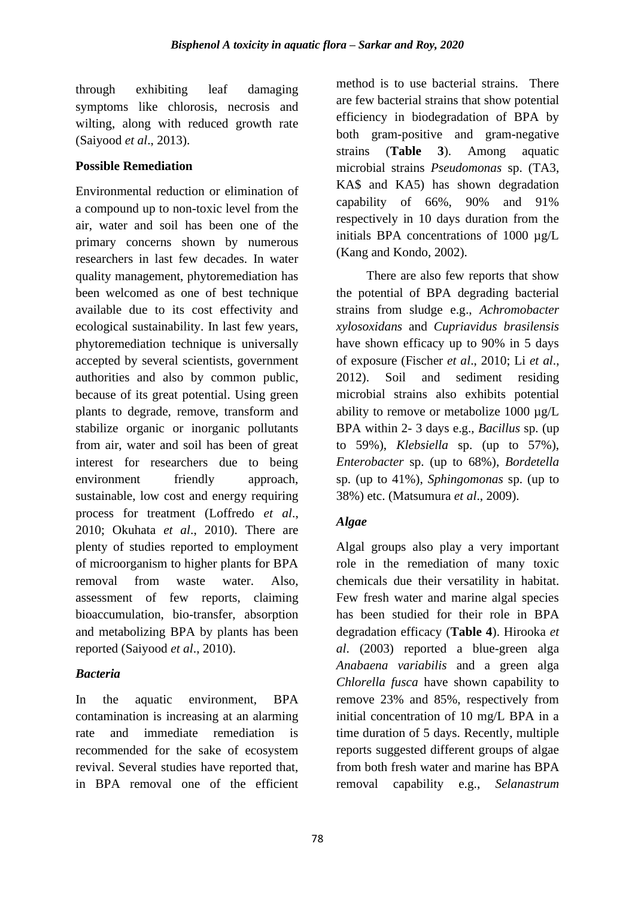through exhibiting leaf damaging symptoms like chlorosis, necrosis and wilting, along with reduced growth rate (Saiyood *et al*., 2013).

**Possible Remediation**

Environmental reduction or elimination of a compound up to non-toxic level from the air, water and soil has been one of the primary concerns shown by numerous researchers in last few decades. In water quality management, phytoremediation has been welcomed as one of best technique available due to its cost effectivity and ecological sustainability. In last few years, phytoremediation technique is universally accepted by several scientists, government authorities and also by common public, because of its great potential. Using green plants to degrade, remove, transform and stabilize organic or inorganic pollutants from air, water and soil has been of great interest for researchers due to being environment friendly approach, sustainable, low cost and energy requiring process for treatment (Loffredo *et al*., 2010; Okuhata *et al*., 2010). There are plenty of studies reported to employment of microorganism to higher plants for BPA removal from waste water. Also, assessment of few reports, claiming bioaccumulation, bio-transfer, absorption and metabolizing BPA by plants has been reported (Saiyood *et al*., 2010).

***Bacteria***

In the aquatic environment, BPA contamination is increasing at an alarming rate and immediate remediation is recommended for the sake of ecosystem revival. Several studies have reported that, in BPA removal one of the efficient method is to use bacterial strains. There are few bacterial strains that show potential efficiency in biodegradation of BPA by both gram-positive and gram-negative strains (**Table 3**). Among aquatic microbial strains *Pseudomonas* sp. (TA3, KA$ and KA5) has shown degradation capability of 66%, 90% and 91% respectively in 10 days duration from the initials BPA concentrations of 1000 µg/L (Kang and Kondo, 2002).

There are also few reports that show the potential of BPA degrading bacterial strains from sludge e.g., *Achromobacter xylosoxidans* and *Cupriavidus brasilensis* have shown efficacy up to 90% in 5 days of exposure (Fischer *et al*., 2010; Li *et al*., 2012). Soil and sediment residing microbial strains also exhibits potential ability to remove or metabolize 1000 µg/L BPA within 2- 3 days e.g., *Bacillus* sp. (up to 59%), *Klebsiella* sp. (up to 57%), *Enterobacter* sp. (up to 68%), *Bordetella* sp. (up to 41%), *Sphingomonas* sp. (up to 38%) etc. (Matsumura *et al*., 2009).

***Algae***

Algal groups also play a very important role in the remediation of many toxic chemicals due their versatility in habitat. Few fresh water and marine algal species has been studied for their role in BPA degradation efficacy (**Table 4**). Hirooka *et al*. (2003) reported a blue-green alga *Anabaena variabilis* and a green alga *Chlorella fusca* have shown capability to remove 23% and 85%, respectively from initial concentration of 10 mg/L BPA in a time duration of 5 days. Recently, multiple reports suggested different groups of algae from both fresh water and marine has BPA removal capability e.g., *Selanastrum*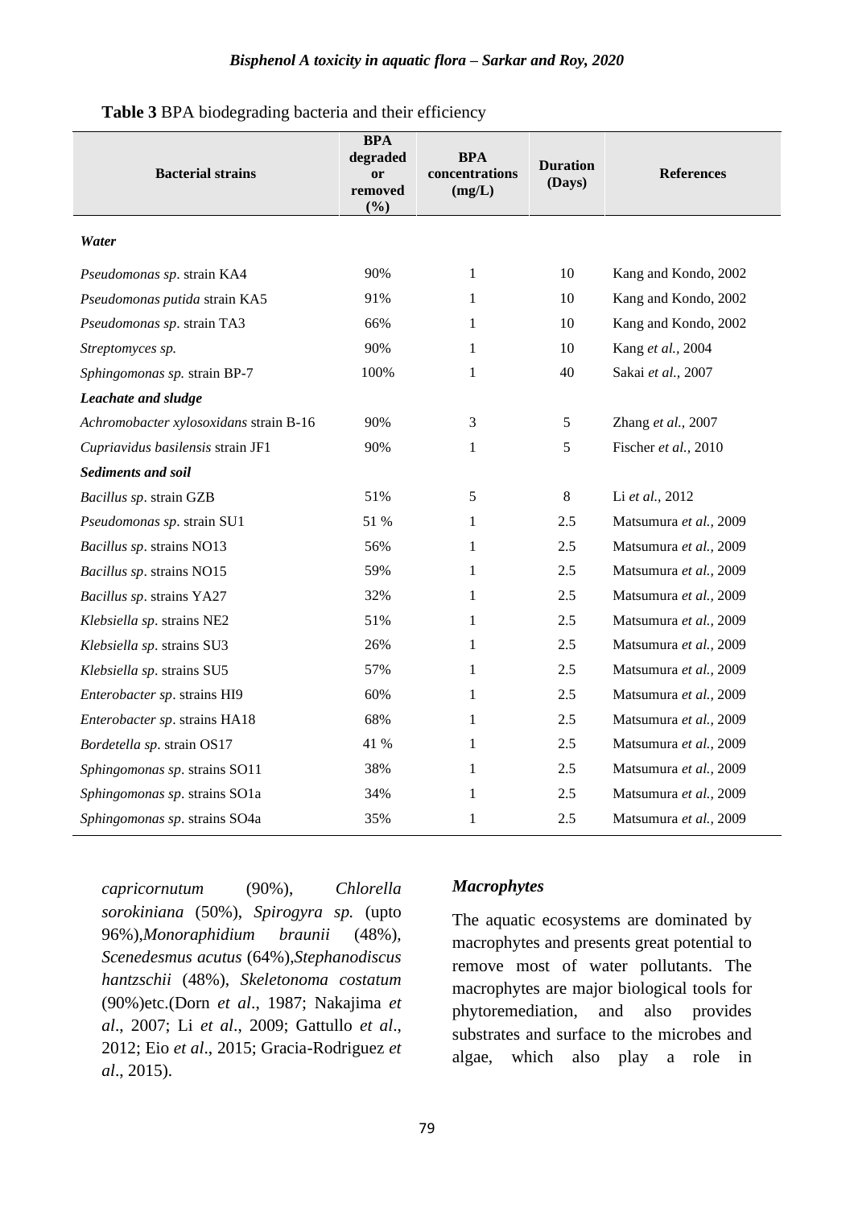**Table 3** BPA biodegrading bacteria and their efficiency

| Bacterial strains | BPA degraded or removed (%) | BPA concentrations (mg/L) | Duration (Days) | References |
|---|---|---|---|---|
| ***Water*** | | | | |
| *Pseudomonas sp*. strain KA4 | 90% | 1 | 10 | Kang and Kondo, 2002 |
| *Pseudomonas putida* strain KA5 | 91% | 1 | 10 | Kang and Kondo, 2002 |
| *Pseudomonas sp*. strain TA3 | 66% | 1 | 10 | Kang and Kondo, 2002 |
| *Streptomyces sp.* | 90% | 1 | 10 | Kang *et al.,* 2004 |
| *Sphingomonas sp.* strain BP-7 | 100% | 1 | 40 | Sakai *et al.,* 2007 |
| ***Leachate and sludge*** | | | | |
| *Achromobacter xylosoxidans* strain B-16 | 90% | 3 | 5 | Zhang *et al.,* 2007 |
| *Cupriavidus basilensis* strain JF1 | 90% | 1 | 5 | Fischer *et al.,* 2010 |
| ***Sediments and soil*** | | | | |
| *Bacillus sp*. strain GZB | 51% | 5 | 8 | Li *et al.*, 2012 |
| *Pseudomonas sp*. strain SU1 | 51 % | 1 | 2.5 | Matsumura *et al.,* 2009 |
| *Bacillus sp*. strains NO13 | 56% | 1 | 2.5 | Matsumura *et al.,* 2009 |
| *Bacillus sp*. strains NO15 | 59% | 1 | 2.5 | Matsumura *et al.,* 2009 |
| *Bacillus sp*. strains YA27 | 32% | 1 | 2.5 | Matsumura *et al.,* 2009 |
| *Klebsiella sp*. strains NE2 | 51% | 1 | 2.5 | Matsumura *et al.,* 2009 |
| *Klebsiella sp*. strains SU3 | 26% | 1 | 2.5 | Matsumura *et al.,* 2009 |
| *Klebsiella sp*. strains SU5 | 57% | 1 | 2.5 | Matsumura *et al.,* 2009 |
| *Enterobacter sp*. strains HI9 | 60% | 1 | 2.5 | Matsumura *et al.,* 2009 |
| *Enterobacter sp*. strains HA18 | 68% | 1 | 2.5 | Matsumura *et al.,* 2009 |
| *Bordetella sp*. strain OS17 | 41 % | 1 | 2.5 | Matsumura *et al.,* 2009 |
| *Sphingomonas sp*. strains SO11 | 38% | 1 | 2.5 | Matsumura *et al.,* 2009 |
| *Sphingomonas sp*. strains SO1a | 34% | 1 | 2.5 | Matsumura *et al.,* 2009 |
| *Sphingomonas sp*. strains SO4a | 35% | 1 | 2.5 | Matsumura *et al.,* 2009 |

*capricornutum* (90%), *Chlorella sorokiniana* (50%), *Spirogyra sp.* (upto 96%),*Monoraphidium braunii* (48%), *Scenedesmus acutus* (64%),*Stephanodiscus hantzschii* (48%), *Skeletonoma costatum* (90%)etc.(Dorn *et al*., 1987; Nakajima *et al*., 2007; Li *et al*., 2009; Gattullo *et al*., 2012; Eio *et al*., 2015; Gracia-Rodriguez *et al*., 2015).

### *Macrophytes*

The aquatic ecosystems are dominated by macrophytes and presents great potential to remove most of water pollutants. The macrophytes are major biological tools for phytoremediation, and also provides substrates and surface to the microbes and algae, which also play a role in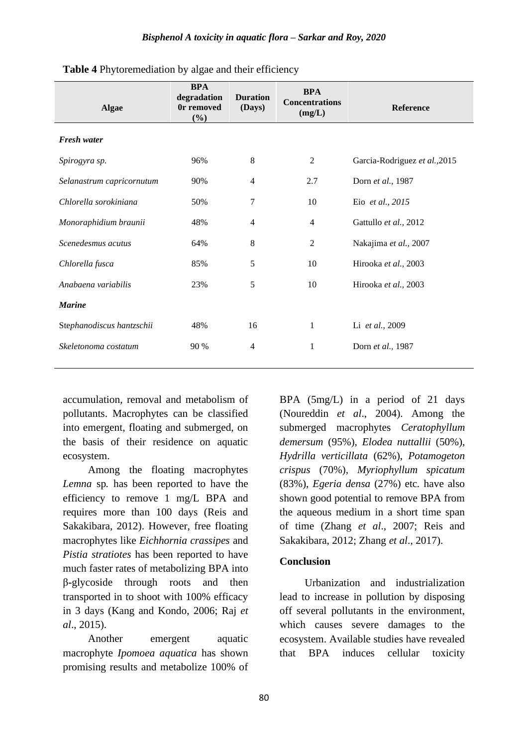**Table 4** Phytoremediation by algae and their efficiency

| Algae | BPA degradation 0r removed (%) | Duration (Days) | BPA Concentrations (mg/L) | Reference |
|---|---|---|---|---|
| ***Fresh water*** | | | | |
| *Spirogyra sp.* | 96% | 8 | 2 | Garcia-Rodriguez *et al.*,2015 |
| *Selanastrum capricornutum* | 90% | 4 | 2.7 | Dorn *et al.*, 1987 |
| *Chlorella sorokiniana* | 50% | 7 | 10 | Eio *et al., 2015* |
| *Monoraphidium braunii* | 48% | 4 | 4 | Gattullo *et al.,* 2012 |
| *Scenedesmus acutus* | 64% | 8 | 2 | Nakajima *et al.,* 2007 |
| *Chlorella fusca* | 85% | 5 | 10 | Hirooka *et al.,* 2003 |
| *Anabaena variabilis* | 23% | 5 | 10 | Hirooka *et al.,* 2003 |
| ***Marine*** | | | | |
| Stephanodiscus hantzschii | 48% | 16 | 1 | Li *et al.,* 2009 |
| *Skeletonoma costatum* | 90 % | 4 | 1 | Dorn *et al.*, 1987 |

accumulation, removal and metabolism of pollutants. Macrophytes can be classified into emergent, floating and submerged, on the basis of their residence on aquatic ecosystem.

Among the floating macrophytes *Lemna* sp. has been reported to have the efficiency to remove 1 mg/L BPA and requires more than 100 days (Reis and Sakakibara, 2012). However, free floating macrophytes like *Eichhornia crassipes* and *Pistia stratiotes* has been reported to have much faster rates of metabolizing BPA into β-glycoside through roots and then transported in to shoot with 100% efficacy in 3 days (Kang and Kondo, 2006; Raj *et al*., 2015).

Another emergent aquatic macrophyte *Ipomoea aquatica* has shown promising results and metabolize 100% of BPA (5mg/L) in a period of 21 days (Noureddin *et al*., 2004). Among the submerged macrophytes *Ceratophyllum demersum* (95%), *Elodea nuttallii* (50%), *Hydrilla verticillata* (62%), *Potamogeton crispus* (70%), *Myriophyllum spicatum* (83%), *Egeria densa* (27%) etc. have also shown good potential to remove BPA from the aqueous medium in a short time span of time (Zhang *et al*., 2007; Reis and Sakakibara, 2012; Zhang *et al*., 2017).

## Conclusion

Urbanization and industrialization lead to increase in pollution by disposing off several pollutants in the environment, which causes severe damages to the ecosystem. Available studies have revealed that BPA induces cellular toxicity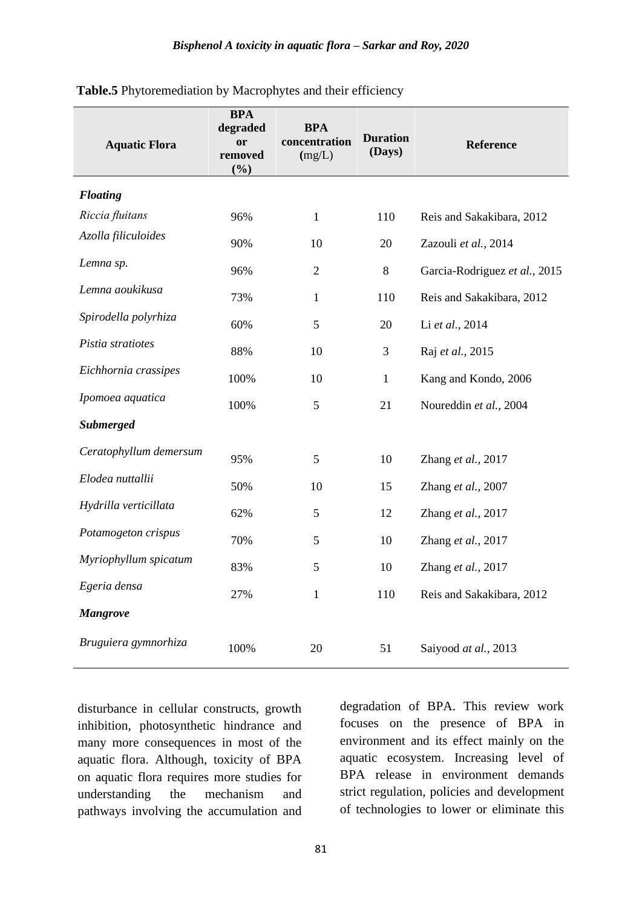**Table.5** Phytoremediation by Macrophytes and their efficiency

| Aquatic Flora | BPA degraded or removed (%) | BPA concentration (mg/L) | Duration (Days) | Reference |
|---|---|---|---|---|
| ***Floating*** | | | | |
| *Riccia fluitans* | 96% | 1 | 110 | Reis and Sakakibara, 2012 |
| *Azolla filiculoides* | 90% | 10 | 20 | Zazouli *et al.*, 2014 |
| *Lemna sp.* | 96% | 2 | 8 | Garcia-Rodriguez *et al.*, 2015 |
| *Lemna aoukikusa* | 73% | 1 | 110 | Reis and Sakakibara, 2012 |
| *Spirodella polyrhiza* | 60% | 5 | 20 | Li *et al.*, 2014 |
| *Pistia stratiotes* | 88% | 10 | 3 | Raj *et al.*, 2015 |
| *Eichhornia crassipes* | 100% | 10 | 1 | Kang and Kondo, 2006 |
| *Ipomoea aquatica* | 100% | 5 | 21 | Noureddin *et al.*, 2004 |
| ***Submerged*** | | | | |
| *Ceratophyllum demersum* | 95% | 5 | 10 | Zhang *et al.*, 2017 |
| *Elodea nuttallii* | 50% | 10 | 15 | Zhang *et al.*, 2007 |
| *Hydrilla verticillata* | 62% | 5 | 12 | Zhang *et al.*, 2017 |
| *Potamogeton crispus* | 70% | 5 | 10 | Zhang *et al.*, 2017 |
| *Myriophyllum spicatum* | 83% | 5 | 10 | Zhang *et al.*, 2017 |
| *Egeria densa* | 27% | 1 | 110 | Reis and Sakakibara, 2012 |
| ***Mangrove*** | | | | |
| *Bruguiera gymnorhiza* | 100% | 20 | 51 | Saiyood *at al.*, 2013 |

disturbance in cellular constructs, growth inhibition, photosynthetic hindrance and many more consequences in most of the aquatic flora. Although, toxicity of BPA on aquatic flora requires more studies for understanding the mechanism and pathways involving the accumulation and degradation of BPA. This review work focuses on the presence of BPA in environment and its effect mainly on the aquatic ecosystem. Increasing level of BPA release in environment demands strict regulation, policies and development of technologies to lower or eliminate this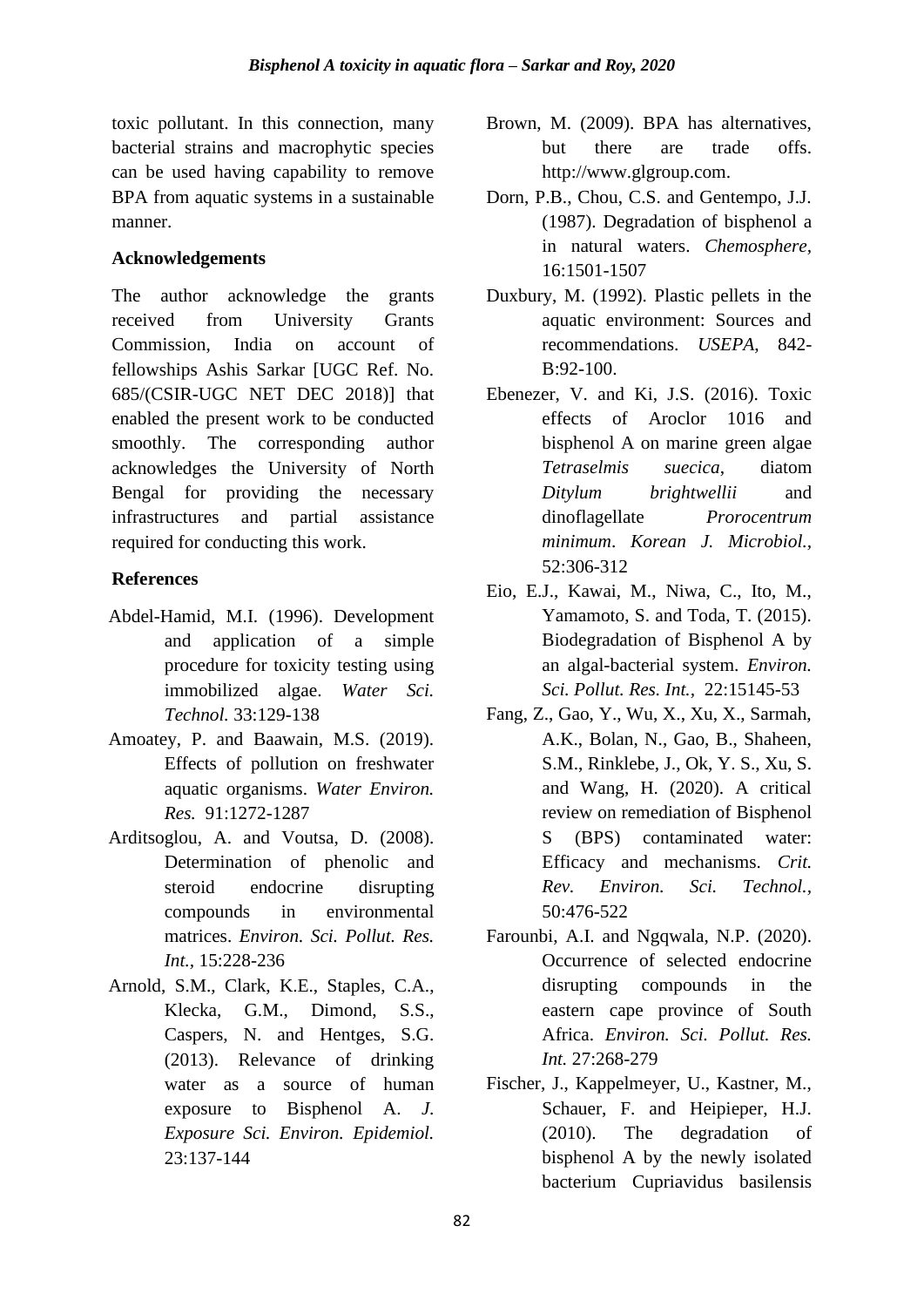toxic pollutant. In this connection, many bacterial strains and macrophytic species can be used having capability to remove BPA from aquatic systems in a sustainable manner.

## Acknowledgements

The author acknowledge the grants received from University Grants Commission, India on account of fellowships Ashis Sarkar [UGC Ref. No. 685/(CSIR-UGC NET DEC 2018)] that enabled the present work to be conducted smoothly. The corresponding author acknowledges the University of North Bengal for providing the necessary infrastructures and partial assistance required for conducting this work.

## References

Abdel-Hamid, M.I. (1996). Development and application of a simple procedure for toxicity testing using immobilized algae. *Water Sci. Technol.* 33:129-138

Amoatey, P. and Baawain, M.S. (2019). Effects of pollution on freshwater aquatic organisms. *Water Environ. Res.* 91:1272-1287

Arditsoglou, A. and Voutsa, D. (2008). Determination of phenolic and steroid endocrine disrupting compounds in environmental matrices. *Environ. Sci. Pollut. Res. Int.*, 15:228-236

Arnold, S.M., Clark, K.E., Staples, C.A., Klecka, G.M., Dimond, S.S., Caspers, N. and Hentges, S.G. (2013). Relevance of drinking water as a source of human exposure to Bisphenol A. *J. Exposure Sci. Environ. Epidemiol.* 23:137-144

Brown, M. (2009). BPA has alternatives, but there are trade offs. http://www.glgroup.com.

Dorn, P.B., Chou, C.S. and Gentempo, J.J. (1987). Degradation of bisphenol a in natural waters. *Chemosphere*, 16:1501-1507

Duxbury, M. (1992). Plastic pellets in the aquatic environment: Sources and recommendations. *USEPA*, 842-B:92-100.

Ebenezer, V. and Ki, J.S. (2016). Toxic effects of Aroclor 1016 and bisphenol A on marine green algae *Tetraselmis suecica*, diatom *Ditylum brightwellii* and dinoflagellate *Prorocentrum minimum*. *Korean J. Microbiol.*, 52:306-312

Eio, E.J., Kawai, M., Niwa, C., Ito, M., Yamamoto, S. and Toda, T. (2015). Biodegradation of Bisphenol A by an algal-bacterial system. *Environ. Sci. Pollut. Res. Int.*, 22:15145-53

Fang, Z., Gao, Y., Wu, X., Xu, X., Sarmah, A.K., Bolan, N., Gao, B., Shaheen, S.M., Rinklebe, J., Ok, Y. S., Xu, S. and Wang, H. (2020). A critical review on remediation of Bisphenol S (BPS) contaminated water: Efficacy and mechanisms. *Crit. Rev. Environ. Sci. Technol.*, 50:476-522

Farounbi, A.I. and Ngqwala, N.P. (2020). Occurrence of selected endocrine disrupting compounds in the eastern cape province of South Africa. *Environ. Sci. Pollut. Res. Int.* 27:268-279

Fischer, J., Kappelmeyer, U., Kastner, M., Schauer, F. and Heipieper, H.J. (2010). The degradation of bisphenol A by the newly isolated bacterium Cupriavidus basilensis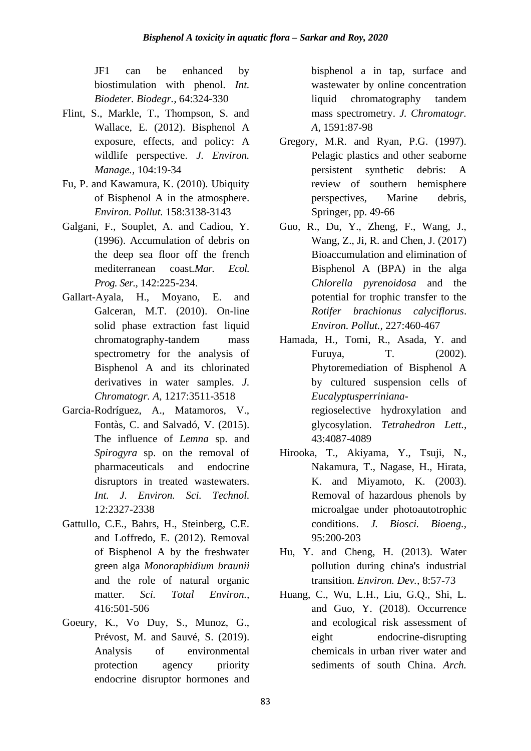JF1 can be enhanced by biostimulation with phenol. *Int. Biodeter. Biodegr.,* 64:324-330

Flint, S., Markle, T., Thompson, S. and Wallace, E. (2012). Bisphenol A exposure, effects, and policy: A wildlife perspective. *J. Environ. Manage.,* 104:19-34

Fu, P. and Kawamura, K. (2010). Ubiquity of Bisphenol A in the atmosphere. *Environ. Pollut.* 158:3138-3143

Galgani, F., Souplet, A. and Cadiou, Y. (1996). Accumulation of debris on the deep sea floor off the french mediterranean coast.*Mar. Ecol. Prog. Ser.,* 142:225-234.

Gallart-Ayala, H., Moyano, E. and Galceran, M.T. (2010). On-line solid phase extraction fast liquid chromatography-tandem mass spectrometry for the analysis of Bisphenol A and its chlorinated derivatives in water samples. *J. Chromatogr. A,* 1217:3511-3518

Garcia-Rodríguez, A., Matamoros, V., Fontàs, C. and Salvadó, V. (2015). The influence of *Lemna* sp. and *Spirogyra* sp. on the removal of pharmaceuticals and endocrine disruptors in treated wastewaters. *Int. J. Environ. Sci. Technol.* 12:2327-2338

Gattullo, C.E., Bahrs, H., Steinberg, C.E. and Loffredo, E. (2012). Removal of Bisphenol A by the freshwater green alga *Monoraphidium braunii* and the role of natural organic matter. *Sci. Total Environ.,* 416:501-506

Goeury, K., Vo Duy, S., Munoz, G., Prévost, M. and Sauvé, S. (2019). Analysis of environmental protection agency priority endocrine disruptor hormones and bisphenol a in tap, surface and wastewater by online concentration liquid chromatography tandem mass spectrometry. *J. Chromatogr. A,* 1591:87-98

Gregory, M.R. and Ryan, P.G. (1997). Pelagic plastics and other seaborne persistent synthetic debris: A review of southern hemisphere perspectives, Marine debris, Springer, pp. 49-66

Guo, R., Du, Y., Zheng, F., Wang, J., Wang, Z., Ji, R. and Chen, J. (2017) Bioaccumulation and elimination of Bisphenol A (BPA) in the alga *Chlorella pyrenoidosa* and the potential for trophic transfer to the *Rotifer brachionus calyciflorus*. *Environ. Pollut.,* 227:460-467

Hamada, H., Tomi, R., Asada, Y. and Furuya, T. (2002). Phytoremediation of Bisphenol A by cultured suspension cells of *Eucalyptusperriniana*- regioselective hydroxylation and glycosylation. *Tetrahedron Lett.,* 43:4087-4089

Hirooka, T., Akiyama, Y., Tsuji, N., Nakamura, T., Nagase, H., Hirata, K. and Miyamoto, K. (2003). Removal of hazardous phenols by microalgae under photoautotrophic conditions. *J. Biosci. Bioeng.,* 95:200-203

Hu, Y. and Cheng, H. (2013). Water pollution during china's industrial transition. *Environ. Dev.,* 8:57-73

Huang, C., Wu, L.H., Liu, G.Q., Shi, L. and Guo, Y. (2018). Occurrence and ecological risk assessment of eight endocrine-disrupting chemicals in urban river water and sediments of south China. *Arch.*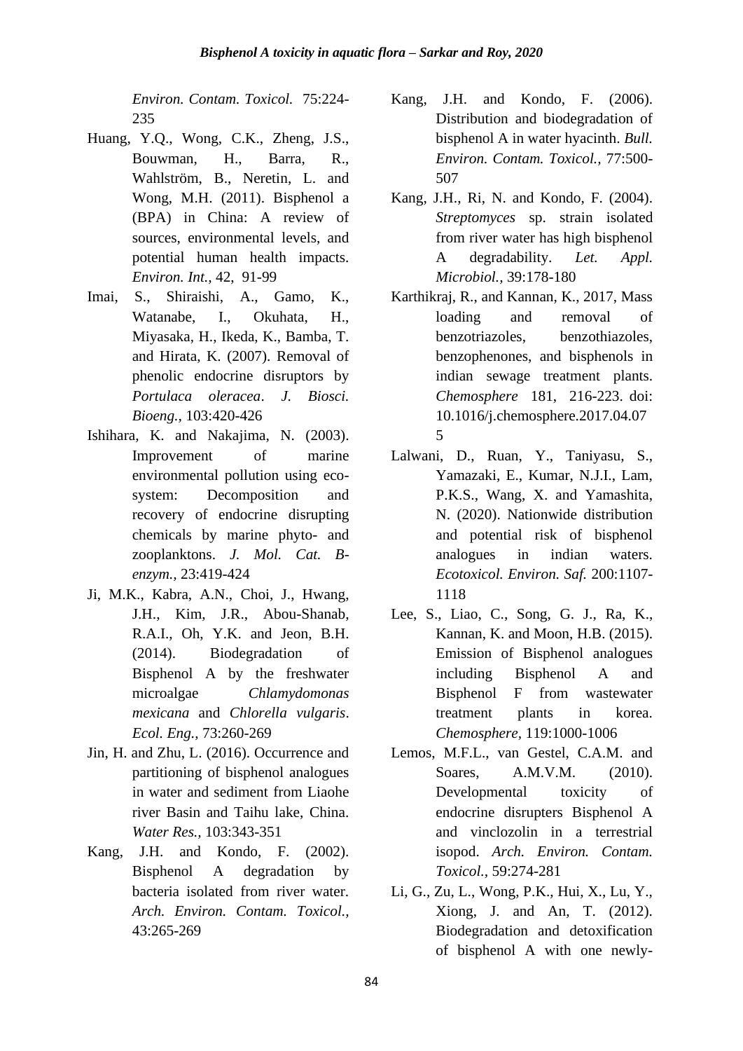*Environ. Contam. Toxicol.* 75:224-235

Huang, Y.Q., Wong, C.K., Zheng, J.S., Bouwman, H., Barra, R., Wahlström, B., Neretin, L. and Wong, M.H. (2011). Bisphenol a (BPA) in China: A review of sources, environmental levels, and potential human health impacts. *Environ. Int.,* 42, 91-99

Imai, S., Shiraishi, A., Gamo, K., Watanabe, I., Okuhata, H., Miyasaka, H., Ikeda, K., Bamba, T. and Hirata, K. (2007). Removal of phenolic endocrine disruptors by *Portulaca oleracea*. *J. Biosci. Bioeng.,* 103:420-426

Ishihara, K. and Nakajima, N. (2003). Improvement of marine environmental pollution using eco-system: Decomposition and recovery of endocrine disrupting chemicals by marine phyto- and zooplanktons. *J. Mol. Cat. B-enzym.,* 23:419-424

Ji, M.K., Kabra, A.N., Choi, J., Hwang, J.H., Kim, J.R., Abou-Shanab, R.A.I., Oh, Y.K. and Jeon, B.H. (2014). Biodegradation of Bisphenol A by the freshwater microalgae *Chlamydomonas mexicana* and *Chlorella vulgaris*. *Ecol. Eng.,* 73:260-269

Jin, H. and Zhu, L. (2016). Occurrence and partitioning of bisphenol analogues in water and sediment from Liaohe river Basin and Taihu lake, China. *Water Res.,* 103:343-351

Kang, J.H. and Kondo, F. (2002). Bisphenol A degradation by bacteria isolated from river water. *Arch. Environ. Contam. Toxicol.,* 43:265-269

Kang, J.H. and Kondo, F. (2006). Distribution and biodegradation of bisphenol A in water hyacinth. *Bull. Environ. Contam. Toxicol.,* 77:500-507

Kang, J.H., Ri, N. and Kondo, F. (2004). *Streptomyces* sp. strain isolated from river water has high bisphenol A degradability. *Let. Appl. Microbiol.,* 39:178-180

Karthikraj, R., and Kannan, K., 2017, Mass loading and removal of benzotriazoles, benzothiazoles, benzophenones, and bisphenols in indian sewage treatment plants. *Chemosphere* 181, 216-223. doi: 10.1016/j.chemosphere.2017.04.075

Lalwani, D., Ruan, Y., Taniyasu, S., Yamazaki, E., Kumar, N.J.I., Lam, P.K.S., Wang, X. and Yamashita, N. (2020). Nationwide distribution and potential risk of bisphenol analogues in indian waters. *Ecotoxicol. Environ. Saf.* 200:1107-1118

Lee, S., Liao, C., Song, G. J., Ra, K., Kannan, K. and Moon, H.B. (2015). Emission of Bisphenol analogues including Bisphenol A and Bisphenol F from wastewater treatment plants in korea. *Chemosphere,* 119:1000-1006

Lemos, M.F.L., van Gestel, C.A.M. and Soares, A.M.V.M. (2010). Developmental toxicity of endocrine disrupters Bisphenol A and vinclozolin in a terrestrial isopod. *Arch. Environ. Contam. Toxicol.,* 59:274-281

Li, G., Zu, L., Wong, P.K., Hui, X., Lu, Y., Xiong, J. and An, T. (2012). Biodegradation and detoxification of bisphenol A with one newly-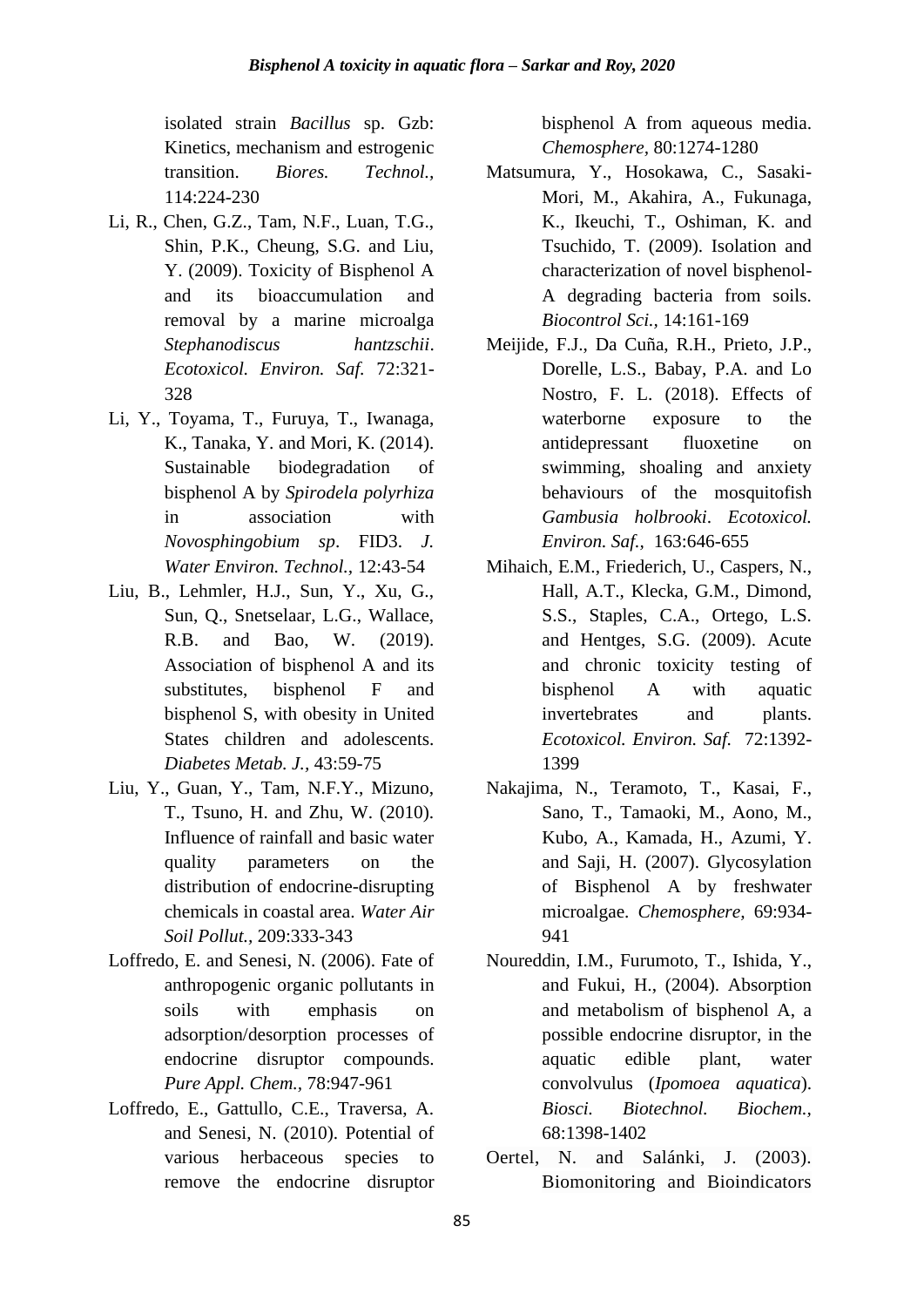isolated strain *Bacillus* sp. Gzb: Kinetics, mechanism and estrogenic transition. *Biores. Technol.*, 114:224-230

Li, R., Chen, G.Z., Tam, N.F., Luan, T.G., Shin, P.K., Cheung, S.G. and Liu, Y. (2009). Toxicity of Bisphenol A and its bioaccumulation and removal by a marine microalga *Stephanodiscus hantzschii*. *Ecotoxicol. Environ. Saf.* 72:321-328

Li, Y., Toyama, T., Furuya, T., Iwanaga, K., Tanaka, Y. and Mori, K. (2014). Sustainable biodegradation of bisphenol A by *Spirodela polyrhiza* in association with *Novosphingobium sp*. FID3. *J. Water Environ. Technol.,* 12:43-54

Liu, B., Lehmler, H.J., Sun, Y., Xu, G., Sun, Q., Snetselaar, L.G., Wallace, R.B. and Bao, W. (2019). Association of bisphenol A and its substitutes, bisphenol F and bisphenol S, with obesity in United States children and adolescents. *Diabetes Metab. J.,* 43:59-75

Liu, Y., Guan, Y., Tam, N.F.Y., Mizuno, T., Tsuno, H. and Zhu, W. (2010). Influence of rainfall and basic water quality parameters on the distribution of endocrine-disrupting chemicals in coastal area. *Water Air Soil Pollut.,* 209:333-343

Loffredo, E. and Senesi, N. (2006). Fate of anthropogenic organic pollutants in soils with emphasis on adsorption/desorption processes of endocrine disruptor compounds. *Pure Appl. Chem.,* 78:947-961

Loffredo, E., Gattullo, C.E., Traversa, A. and Senesi, N. (2010). Potential of various herbaceous species to remove the endocrine disruptor bisphenol A from aqueous media. *Chemosphere,* 80:1274-1280

Matsumura, Y., Hosokawa, C., Sasaki-Mori, M., Akahira, A., Fukunaga, K., Ikeuchi, T., Oshiman, K. and Tsuchido, T. (2009). Isolation and characterization of novel bisphenol-A degrading bacteria from soils. *Biocontrol Sci.,* 14:161-169

Meijide, F.J., Da Cuña, R.H., Prieto, J.P., Dorelle, L.S., Babay, P.A. and Lo Nostro, F. L. (2018). Effects of waterborne exposure to the antidepressant fluoxetine on swimming, shoaling and anxiety behaviours of the mosquitofish *Gambusia holbrooki*. *Ecotoxicol. Environ. Saf.,* 163:646-655

Mihaich, E.M., Friederich, U., Caspers, N., Hall, A.T., Klecka, G.M., Dimond, S.S., Staples, C.A., Ortego, L.S. and Hentges, S.G. (2009). Acute and chronic toxicity testing of bisphenol A with aquatic invertebrates and plants. *Ecotoxicol. Environ. Saf.* 72:1392-1399

Nakajima, N., Teramoto, T., Kasai, F., Sano, T., Tamaoki, M., Aono, M., Kubo, A., Kamada, H., Azumi, Y. and Saji, H. (2007). Glycosylation of Bisphenol A by freshwater microalgae. *Chemosphere,* 69:934-941

Noureddin, I.M., Furumoto, T., Ishida, Y., and Fukui, H., (2004). Absorption and metabolism of bisphenol A, a possible endocrine disruptor, in the aquatic edible plant, water convolvulus (*Ipomoea aquatica*). *Biosci. Biotechnol. Biochem.,* 68:1398-1402

Oertel, N. and Salánki, J. (2003). Biomonitoring and Bioindicators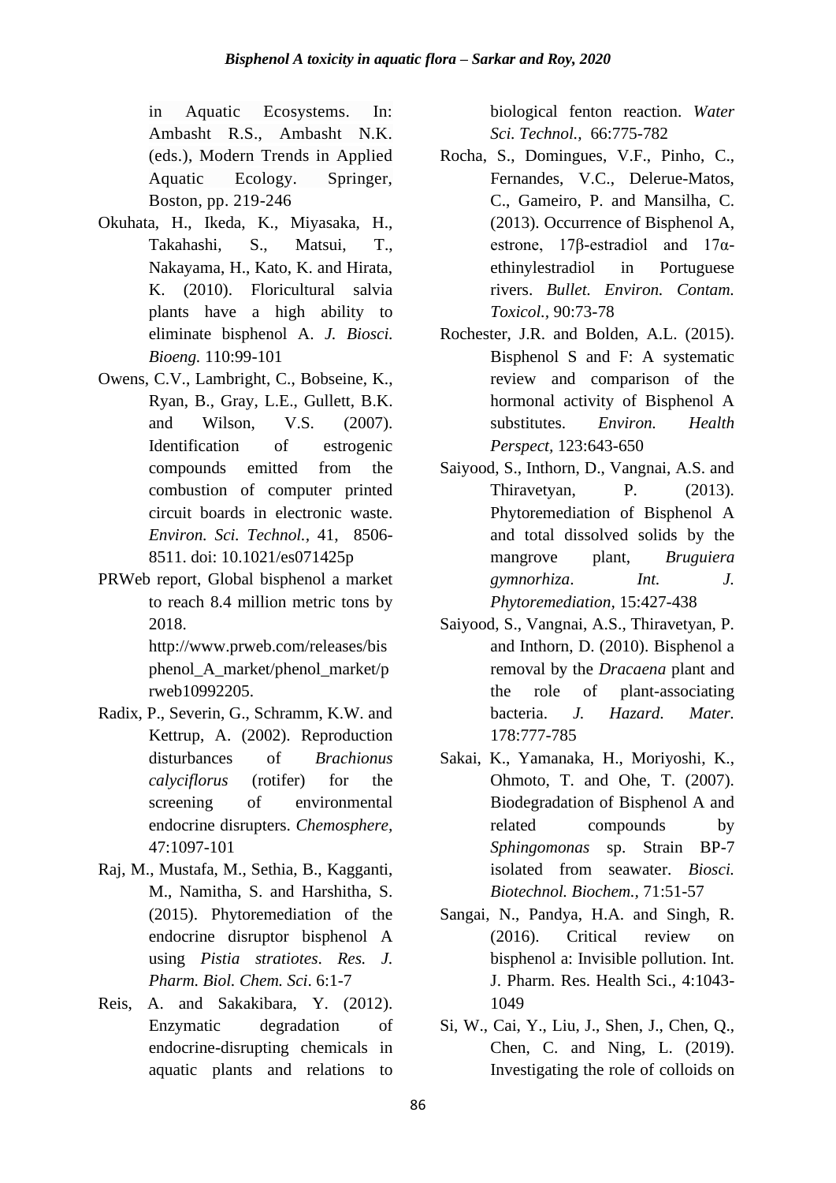in Aquatic Ecosystems. In: Ambasht R.S., Ambasht N.K. (eds.), Modern Trends in Applied Aquatic Ecology. Springer, Boston, pp. 219-246

Okuhata, H., Ikeda, K., Miyasaka, H., Takahashi, S., Matsui, T., Nakayama, H., Kato, K. and Hirata, K. (2010). Floricultural salvia plants have a high ability to eliminate bisphenol A. *J. Biosci. Bioeng.* 110:99-101

Owens, C.V., Lambright, C., Bobseine, K., Ryan, B., Gray, L.E., Gullett, B.K. and Wilson, V.S. (2007). Identification of estrogenic compounds emitted from the combustion of computer printed circuit boards in electronic waste. *Environ. Sci. Technol.,* 41, 8506-8511. doi: 10.1021/es071425p

PRWeb report, Global bisphenol a market to reach 8.4 million metric tons by 2018. http://www.prweb.com/releases/bisphenol_A_market/phenol_market/prweb10992205.

Radix, P., Severin, G., Schramm, K.W. and Kettrup, A. (2002). Reproduction disturbances of *Brachionus calyciflorus* (rotifer) for the screening of environmental endocrine disrupters. *Chemosphere,* 47:1097-101

Raj, M., Mustafa, M., Sethia, B., Kagganti, M., Namitha, S. and Harshitha, S. (2015). Phytoremediation of the endocrine disruptor bisphenol A using *Pistia stratiotes*. *Res. J. Pharm. Biol. Chem. Sci*. 6:1-7

Reis, A. and Sakakibara, Y. (2012). Enzymatic degradation of endocrine-disrupting chemicals in aquatic plants and relations to biological fenton reaction. *Water Sci. Technol.,* 66:775-782

Rocha, S., Domingues, V.F., Pinho, C., Fernandes, V.C., Delerue-Matos, C., Gameiro, P. and Mansilha, C. (2013). Occurrence of Bisphenol A, estrone, 17β-estradiol and 17α-ethinylestradiol in Portuguese rivers. *Bullet. Environ. Contam. Toxicol.,* 90:73-78

Rochester, J.R. and Bolden, A.L. (2015). Bisphenol S and F: A systematic review and comparison of the hormonal activity of Bisphenol A substitutes. *Environ. Health Perspect,* 123:643-650

Saiyood, S., Inthorn, D., Vangnai, A.S. and Thiravetyan, P. (2013). Phytoremediation of Bisphenol A and total dissolved solids by the mangrove plant, *Bruguiera gymnorhiza*. *Int. J. Phytoremediation,* 15:427-438

Saiyood, S., Vangnai, A.S., Thiravetyan, P. and Inthorn, D. (2010). Bisphenol a removal by the *Dracaena* plant and the role of plant-associating bacteria. *J. Hazard. Mater.* 178:777-785

Sakai, K., Yamanaka, H., Moriyoshi, K., Ohmoto, T. and Ohe, T. (2007). Biodegradation of Bisphenol A and related compounds by *Sphingomonas* sp. Strain BP-7 isolated from seawater. *Biosci. Biotechnol. Biochem.,* 71:51-57

Sangai, N., Pandya, H.A. and Singh, R. (2016). Critical review on bisphenol a: Invisible pollution. Int. J. Pharm. Res. Health Sci., 4:1043-1049

Si, W., Cai, Y., Liu, J., Shen, J., Chen, Q., Chen, C. and Ning, L. (2019). Investigating the role of colloids on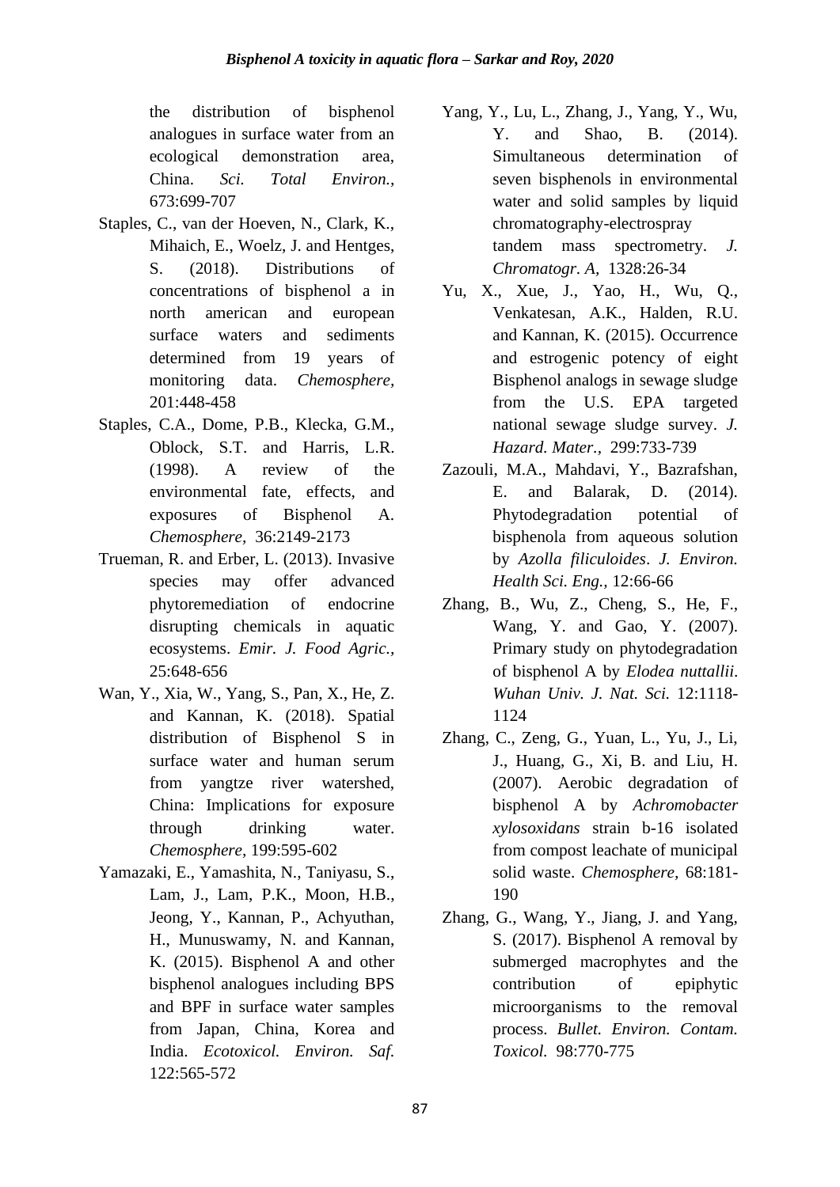the distribution of bisphenol analogues in surface water from an ecological demonstration area, China. *Sci. Total Environ.,* 673:699-707

Staples, C., van der Hoeven, N., Clark, K., Mihaich, E., Woelz, J. and Hentges, S. (2018). Distributions of concentrations of bisphenol a in north american and european surface waters and sediments determined from 19 years of monitoring data. *Chemosphere,* 201:448-458

Staples, C.A., Dome, P.B., Klecka, G.M., Oblock, S.T. and Harris, L.R. (1998). A review of the environmental fate, effects, and exposures of Bisphenol A. *Chemosphere,* 36:2149-2173

Trueman, R. and Erber, L. (2013). Invasive species may offer advanced phytoremediation of endocrine disrupting chemicals in aquatic ecosystems. *Emir. J. Food Agric.,* 25:648-656

Wan, Y., Xia, W., Yang, S., Pan, X., He, Z. and Kannan, K. (2018). Spatial distribution of Bisphenol S in surface water and human serum from yangtze river watershed, China: Implications for exposure through drinking water. *Chemosphere,* 199:595-602

Yamazaki, E., Yamashita, N., Taniyasu, S., Lam, J., Lam, P.K., Moon, H.B., Jeong, Y., Kannan, P., Achyuthan, H., Munuswamy, N. and Kannan, K. (2015). Bisphenol A and other bisphenol analogues including BPS and BPF in surface water samples from Japan, China, Korea and India. *Ecotoxicol. Environ. Saf.* 122:565-572

Yang, Y., Lu, L., Zhang, J., Yang, Y., Wu, Y. and Shao, B. (2014). Simultaneous determination of seven bisphenols in environmental water and solid samples by liquid chromatography-electrospray tandem mass spectrometry. *J. Chromatogr. A,* 1328:26-34

Yu, X., Xue, J., Yao, H., Wu, Q., Venkatesan, A.K., Halden, R.U. and Kannan, K. (2015). Occurrence and estrogenic potency of eight Bisphenol analogs in sewage sludge from the U.S. EPA targeted national sewage sludge survey. *J. Hazard. Mater.,* 299:733-739

Zazouli, M.A., Mahdavi, Y., Bazrafshan, E. and Balarak, D. (2014). Phytodegradation potential of bisphenola from aqueous solution by *Azolla filiculoides*. *J. Environ. Health Sci. Eng.,* 12:66-66

Zhang, B., Wu, Z., Cheng, S., He, F., Wang, Y. and Gao, Y. (2007). Primary study on phytodegradation of bisphenol A by *Elodea nuttallii*. *Wuhan Univ. J. Nat. Sci.* 12:1118-1124

Zhang, C., Zeng, G., Yuan, L., Yu, J., Li, J., Huang, G., Xi, B. and Liu, H. (2007). Aerobic degradation of bisphenol A by *Achromobacter xylosoxidans* strain b-16 isolated from compost leachate of municipal solid waste. *Chemosphere,* 68:181-190

Zhang, G., Wang, Y., Jiang, J. and Yang, S. (2017). Bisphenol A removal by submerged macrophytes and the contribution of epiphytic microorganisms to the removal process. *Bullet. Environ. Contam. Toxicol.* 98:770-775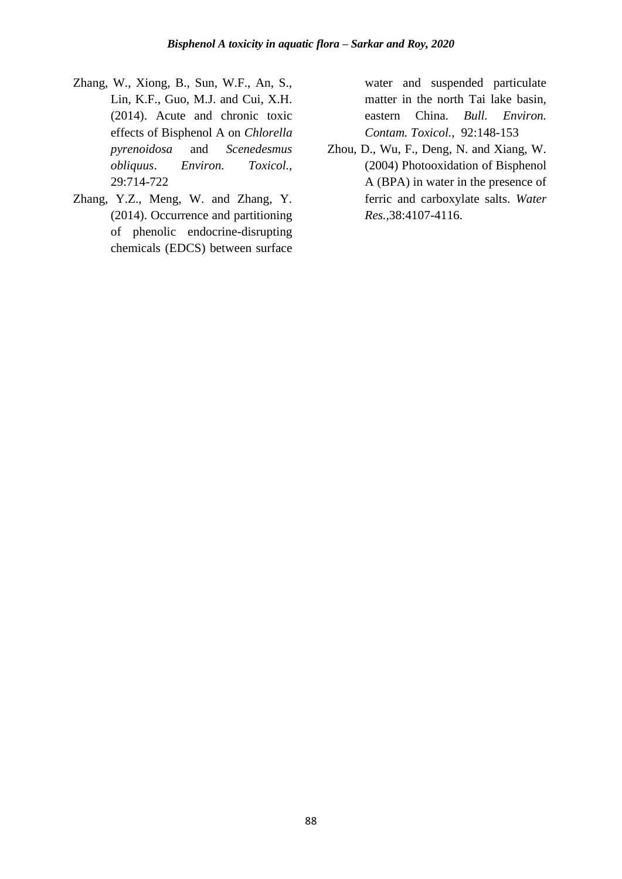Zhang, W., Xiong, B., Sun, W.F., An, S., Lin, K.F., Guo, M.J. and Cui, X.H. (2014). Acute and chronic toxic effects of Bisphenol A on *Chlorella pyrenoidosa* and *Scenedesmus obliquus*. *Environ. Toxicol.,* 29:714-722

Zhang, Y.Z., Meng, W. and Zhang, Y. (2014). Occurrence and partitioning of phenolic endocrine-disrupting chemicals (EDCS) between surface water and suspended particulate matter in the north Tai lake basin, eastern China. *Bull. Environ. Contam. Toxicol.,* 92:148-153

Zhou, D., Wu, F., Deng, N. and Xiang, W. (2004) Photooxidation of Bisphenol A (BPA) in water in the presence of ferric and carboxylate salts. *Water Res.,*38:4107-4116.